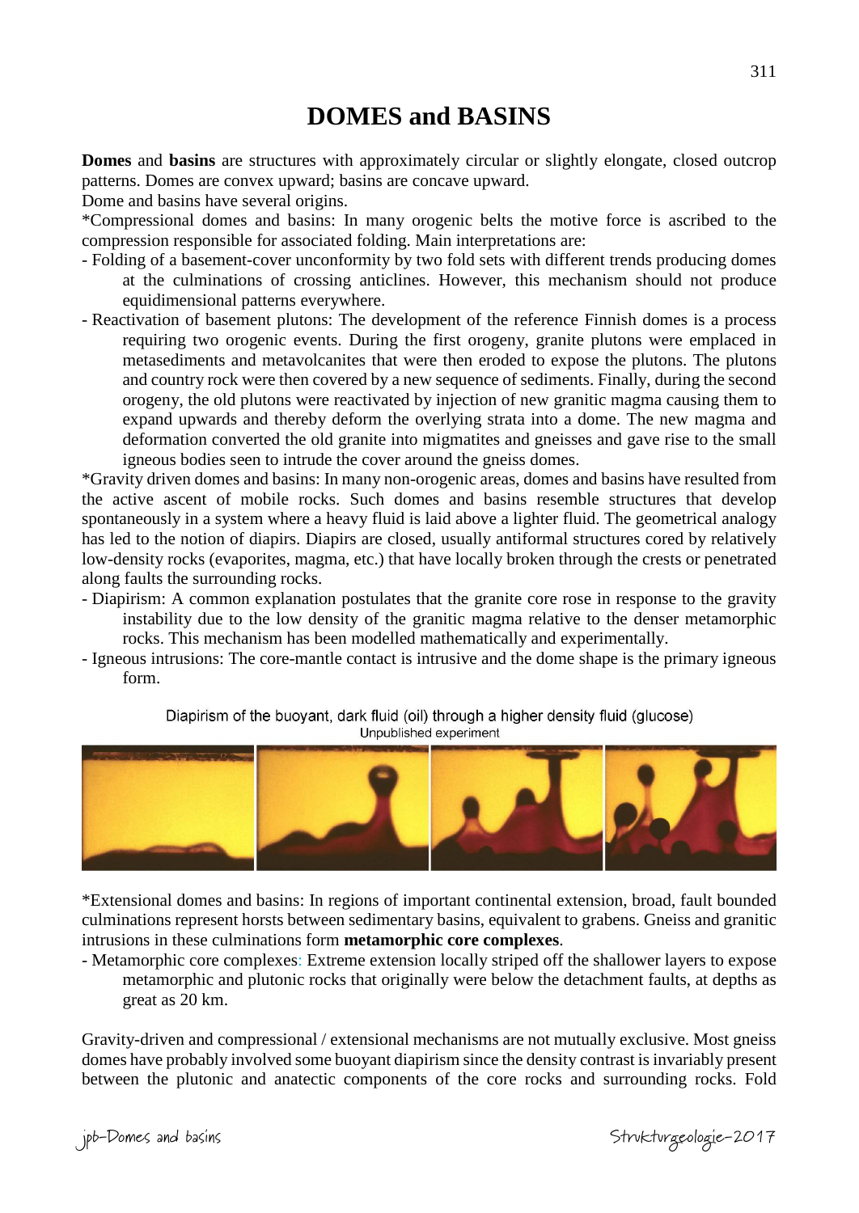# DOMES and BASINS

**Domes** and **basins** are structures with approximately circular or slightly elongate, closed outcrop patterns. Domes are convex upward; basins are concave upward.

Dome and basins have several origins.

*Compressional domes and basins: In many orogenic belts the motive force is ascribed to the compression responsible for associated folding. Main interpretations are:

- Folding of a basement-cover unconformity by two fold sets with different trends producing domes at the culminations of crossing anticlines. However, this mechanism should not produce equidimensional patterns everywhere.
- Reactivation of basement plutons: The development of the reference Finnish domes is a process requiring two orogenic events. During the first orogeny, granite plutons were emplaced in metasediments and metavolcanites that were then eroded to expose the plutons. The plutons and country rock were then covered by a new sequence of sediments. Finally, during the second orogeny, the old plutons were reactivated by injection of new granitic magma causing them to expand upwards and thereby deform the overlying strata into a dome. The new magma and deformation converted the old granite into migmatites and gneisses and gave rise to the small igneous bodies seen to intrude the cover around the gneiss domes.

*Gravity driven domes and basins: In many non-orogenic areas, domes and basins have resulted from the active ascent of mobile rocks. Such domes and basins resemble structures that develop spontaneously in a system where a heavy fluid is laid above a lighter fluid. The geometrical analogy has led to the notion of diapirs. Diapirs are closed, usually antiformal structures cored by relatively low-density rocks (evaporites, magma, etc.) that have locally broken through the crests or penetrated along faults the surrounding rocks.

- Diapirism: A common explanation postulates that the granite core rose in response to the gravity instability due to the low density of the granitic magma relative to the denser metamorphic rocks. This mechanism has been modelled mathematically and experimentally.
- Igneous intrusions: The core-mantle contact is intrusive and the dome shape is the primary igneous form.

Diapirism of the buoyant, dark fluid (oil) through a higher density fluid (glucose)
Unpublished experiment

*Extensional domes and basins: In regions of important continental extension, broad, fault bounded culminations represent horsts between sedimentary basins, equivalent to grabens. Gneiss and granitic intrusions in these culminations form **metamorphic core complexes**.

- Metamorphic core complexes: Extreme extension locally striped off the shallower layers to expose metamorphic and plutonic rocks that originally were below the detachment faults, at depths as great as 20 km.

Gravity-driven and compressional / extensional mechanisms are not mutually exclusive. Most gneiss domes have probably involved some buoyant diapirism since the density contrast is invariably present between the plutonic and anatectic components of the core rocks and surrounding rocks. Fold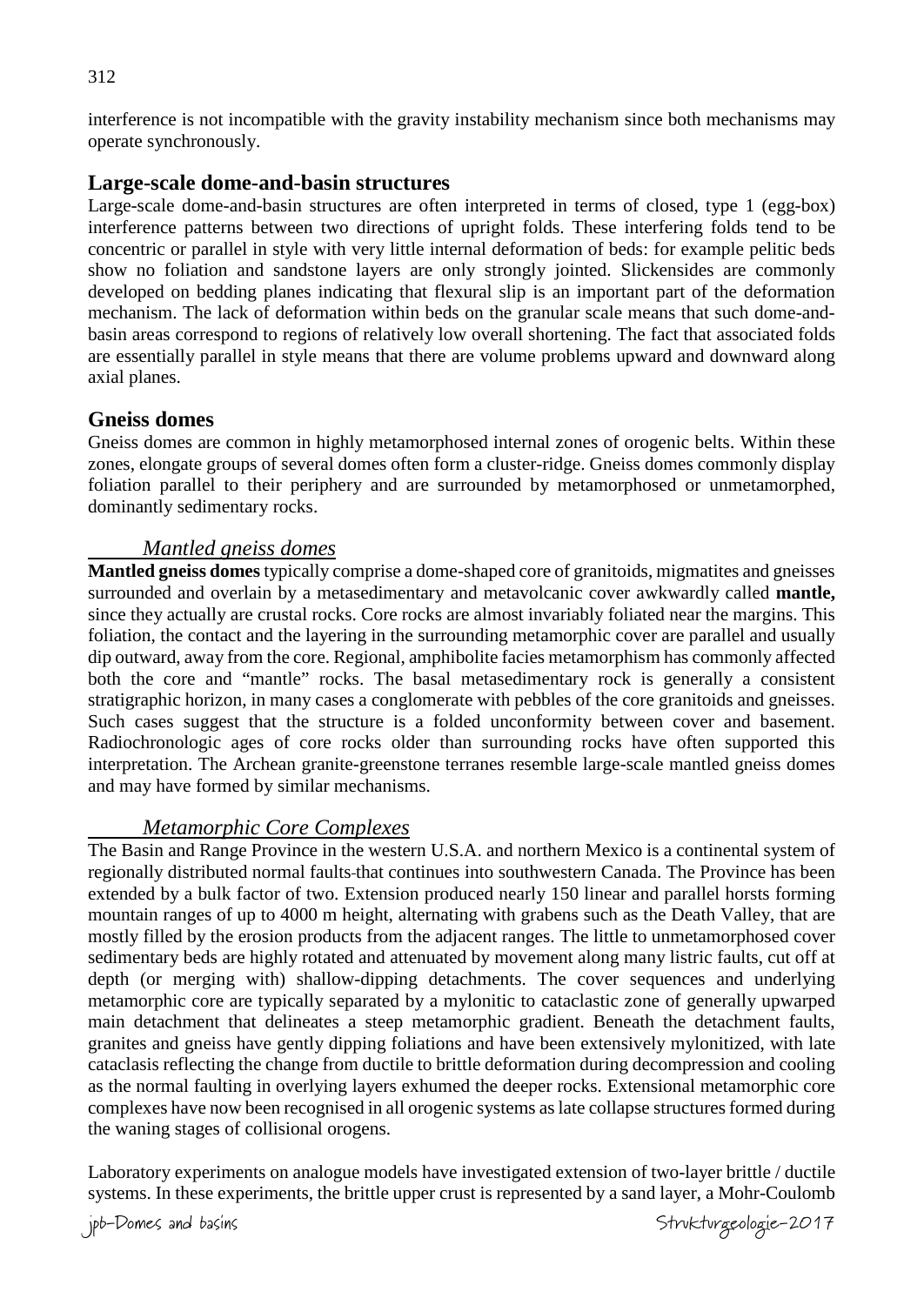interference is not incompatible with the gravity instability mechanism since both mechanisms may operate synchronously.

## Large-scale dome-and-basin structures

Large-scale dome-and-basin structures are often interpreted in terms of closed, type 1 (egg-box) interference patterns between two directions of upright folds. These interfering folds tend to be concentric or parallel in style with very little internal deformation of beds: for example pelitic beds show no foliation and sandstone layers are only strongly jointed. Slickensides are commonly developed on bedding planes indicating that flexural slip is an important part of the deformation mechanism. The lack of deformation within beds on the granular scale means that such dome-and-basin areas correspond to regions of relatively low overall shortening. The fact that associated folds are essentially parallel in style means that there are volume problems upward and downward along axial planes.

## Gneiss domes

Gneiss domes are common in highly metamorphosed internal zones of orogenic belts. Within these zones, elongate groups of several domes often form a cluster-ridge. Gneiss domes commonly display foliation parallel to their periphery and are surrounded by metamorphosed or unmetamorphed, dominantly sedimentary rocks.

### *Mantled gneiss domes*

**Mantled gneiss domes** typically comprise a dome-shaped core of granitoids, migmatites and gneisses surrounded and overlain by a metasedimentary and metavolcanic cover awkwardly called **mantle,** since they actually are crustal rocks. Core rocks are almost invariably foliated near the margins. This foliation, the contact and the layering in the surrounding metamorphic cover are parallel and usually dip outward, away from the core. Regional, amphibolite facies metamorphism has commonly affected both the core and "mantle" rocks. The basal metasedimentary rock is generally a consistent stratigraphic horizon, in many cases a conglomerate with pebbles of the core granitoids and gneisses. Such cases suggest that the structure is a folded unconformity between cover and basement. Radiochronologic ages of core rocks older than surrounding rocks have often supported this interpretation. The Archean granite-greenstone terranes resemble large-scale mantled gneiss domes and may have formed by similar mechanisms.

### *Metamorphic Core Complexes*

The Basin and Range Province in the western U.S.A. and northern Mexico is a continental system of regionally distributed normal faults that continues into southwestern Canada. The Province has been extended by a bulk factor of two. Extension produced nearly 150 linear and parallel horsts forming mountain ranges of up to 4000 m height, alternating with grabens such as the Death Valley, that are mostly filled by the erosion products from the adjacent ranges. The little to unmetamorphosed cover sedimentary beds are highly rotated and attenuated by movement along many listric faults, cut off at depth (or merging with) shallow-dipping detachments. The cover sequences and underlying metamorphic core are typically separated by a mylonitic to cataclastic zone of generally upwarped main detachment that delineates a steep metamorphic gradient. Beneath the detachment faults, granites and gneiss have gently dipping foliations and have been extensively mylonitized, with late cataclasis reflecting the change from ductile to brittle deformation during decompression and cooling as the normal faulting in overlying layers exhumed the deeper rocks. Extensional metamorphic core complexes have now been recognised in all orogenic systems as late collapse structures formed during the waning stages of collisional orogens.

Laboratory experiments on analogue models have investigated extension of two-layer brittle / ductile systems. In these experiments, the brittle upper crust is represented by a sand layer, a Mohr-Coulomb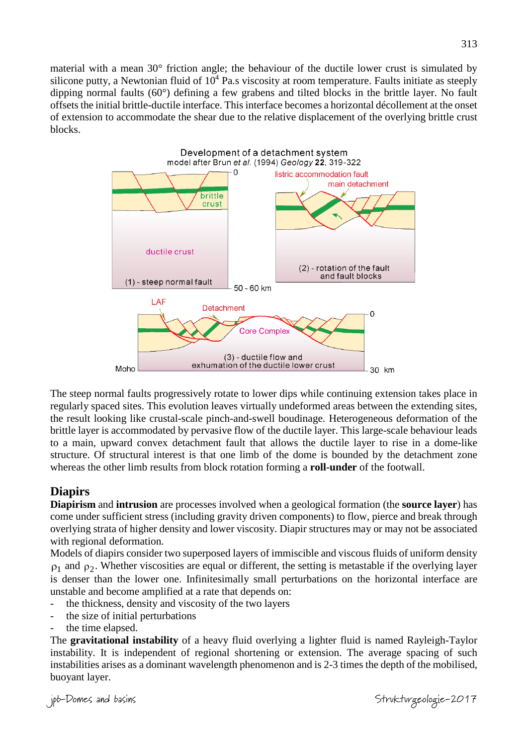material with a mean 30° friction angle; the behaviour of the ductile lower crust is simulated by silicone putty, a Newtonian fluid of $10^4$ Pa.s viscosity at room temperature. Faults initiate as steeply dipping normal faults (60°) defining a few grabens and tilted blocks in the brittle layer. No fault offsets the initial brittle-ductile interface. This interface becomes a horizontal décollement at the onset of extension to accommodate the shear due to the relative displacement of the overlying brittle crust blocks.

Development of a detachment system
model after Brun *et al.* (1994) *Geology* **22**, 319-322

The steep normal faults progressively rotate to lower dips while continuing extension takes place in regularly spaced sites. This evolution leaves virtually undeformed areas between the extending sites, the result looking like crustal-scale pinch-and-swell boudinage. Heterogeneous deformation of the brittle layer is accommodated by pervasive flow of the ductile layer. This large-scale behaviour leads to a main, upward convex detachment fault that allows the ductile layer to rise in a dome-like structure. Of structural interest is that one limb of the dome is bounded by the detachment zone whereas the other limb results from block rotation forming a **roll-under** of the footwall.

## Diapirs

**Diapirism** and **intrusion** are processes involved when a geological formation (the **source layer**) has come under sufficient stress (including gravity driven components) to flow, pierce and break through overlying strata of higher density and lower viscosity. Diapir structures may or may not be associated with regional deformation.

Models of diapirs consider two superposed layers of immiscible and viscous fluids of uniform density $\rho_1$ and $\rho_2$. Whether viscosities are equal or different, the setting is metastable if the overlying layer is denser than the lower one. Infinitesimally small perturbations on the horizontal interface are unstable and become amplified at a rate that depends on:

- the thickness, density and viscosity of the two layers
- the size of initial perturbations
- the time elapsed.

The **gravitational instability** of a heavy fluid overlying a lighter fluid is named Rayleigh-Taylor instability. It is independent of regional shortening or extension. The average spacing of such instabilities arises as a dominant wavelength phenomenon and is 2-3 times the depth of the mobilised, buoyant layer.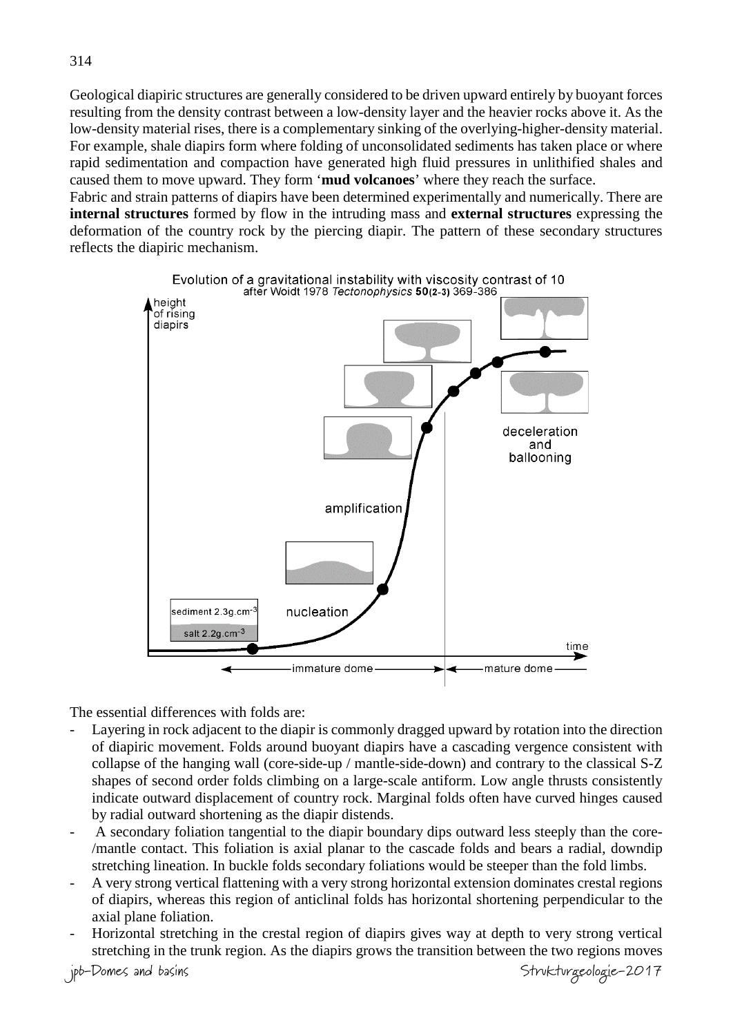Geological diapiric structures are generally considered to be driven upward entirely by buoyant forces resulting from the density contrast between a low-density layer and the heavier rocks above it. As the low-density material rises, there is a complementary sinking of the overlying-higher-density material. For example, shale diapirs form where folding of unconsolidated sediments has taken place or where rapid sedimentation and compaction have generated high fluid pressures in unlithified shales and caused them to move upward. They form '**mud volcanoes**' where they reach the surface.

Fabric and strain patterns of diapirs have been determined experimentally and numerically. There are **internal structures** formed by flow in the intruding mass and **external structures** expressing the deformation of the country rock by the piercing diapir. The pattern of these secondary structures reflects the diapiric mechanism.

Evolution of a gravitational instability with viscosity contrast of 10
after Woidt 1978 *Tectonophysics* **50(2-3)** 369-386

The essential differences with folds are:

- Layering in rock adjacent to the diapir is commonly dragged upward by rotation into the direction of diapiric movement. Folds around buoyant diapirs have a cascading vergence consistent with collapse of the hanging wall (core-side-up / mantle-side-down) and contrary to the classical S-Z shapes of second order folds climbing on a large-scale antiform. Low angle thrusts consistently indicate outward displacement of country rock. Marginal folds often have curved hinges caused by radial outward shortening as the diapir distends.
- A secondary foliation tangential to the diapir boundary dips outward less steeply than the core-/mantle contact. This foliation is axial planar to the cascade folds and bears a radial, downdip stretching lineation. In buckle folds secondary foliations would be steeper than the fold limbs.
- A very strong vertical flattening with a very strong horizontal extension dominates crestal regions of diapirs, whereas this region of anticlinal folds has horizontal shortening perpendicular to the axial plane foliation.
- Horizontal stretching in the crestal region of diapirs gives way at depth to very strong vertical stretching in the trunk region. As the diapirs grows the transition between the two regions moves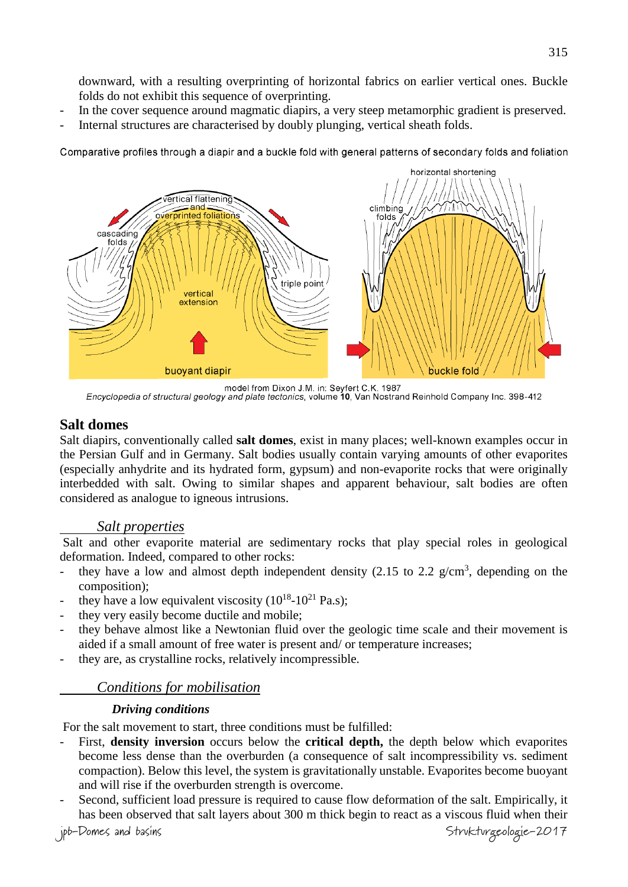downward, with a resulting overprinting of horizontal fabrics on earlier vertical ones. Buckle folds do not exhibit this sequence of overprinting.
- In the cover sequence around magmatic diapirs, a very steep metamorphic gradient is preserved.
- Internal structures are characterised by doubly plunging, vertical sheath folds.

Comparative profiles through a diapir and a buckle fold with general patterns of secondary folds and foliation

model from Dixon J.M. in: Seyfert C.K. 1987
*Encyclopedia of structural geology and plate tectonics*, volume **10**, Van Nostrand Reinhold Company Inc. 398-412

## Salt domes

Salt diapirs, conventionally called **salt domes**, exist in many places; well-known examples occur in the Persian Gulf and in Germany. Salt bodies usually contain varying amounts of other evaporites (especially anhydrite and its hydrated form, gypsum) and non-evaporite rocks that were originally interbedded with salt. Owing to similar shapes and apparent behaviour, salt bodies are often considered as analogue to igneous intrusions.

### *Salt properties*

Salt and other evaporite material are sedimentary rocks that play special roles in geological deformation. Indeed, compared to other rocks:

- they have a low and almost depth independent density (2.15 to 2.2 g/cm$^3$, depending on the composition);
- they have a low equivalent viscosity ($10^{18}$-$10^{21}$ Pa.s);
- they very easily become ductile and mobile;
- they behave almost like a Newtonian fluid over the geologic time scale and their movement is aided if a small amount of free water is present and/ or temperature increases;
- they are, as crystalline rocks, relatively incompressible.

### *Conditions for mobilisation*

#### ***Driving conditions***

For the salt movement to start, three conditions must be fulfilled:

- First, **density inversion** occurs below the **critical depth,** the depth below which evaporites become less dense than the overburden (a consequence of salt incompressibility vs. sediment compaction). Below this level, the system is gravitationally unstable. Evaporites become buoyant and will rise if the overburden strength is overcome.
- Second, sufficient load pressure is required to cause flow deformation of the salt. Empirically, it has been observed that salt layers about 300 m thick begin to react as a viscous fluid when their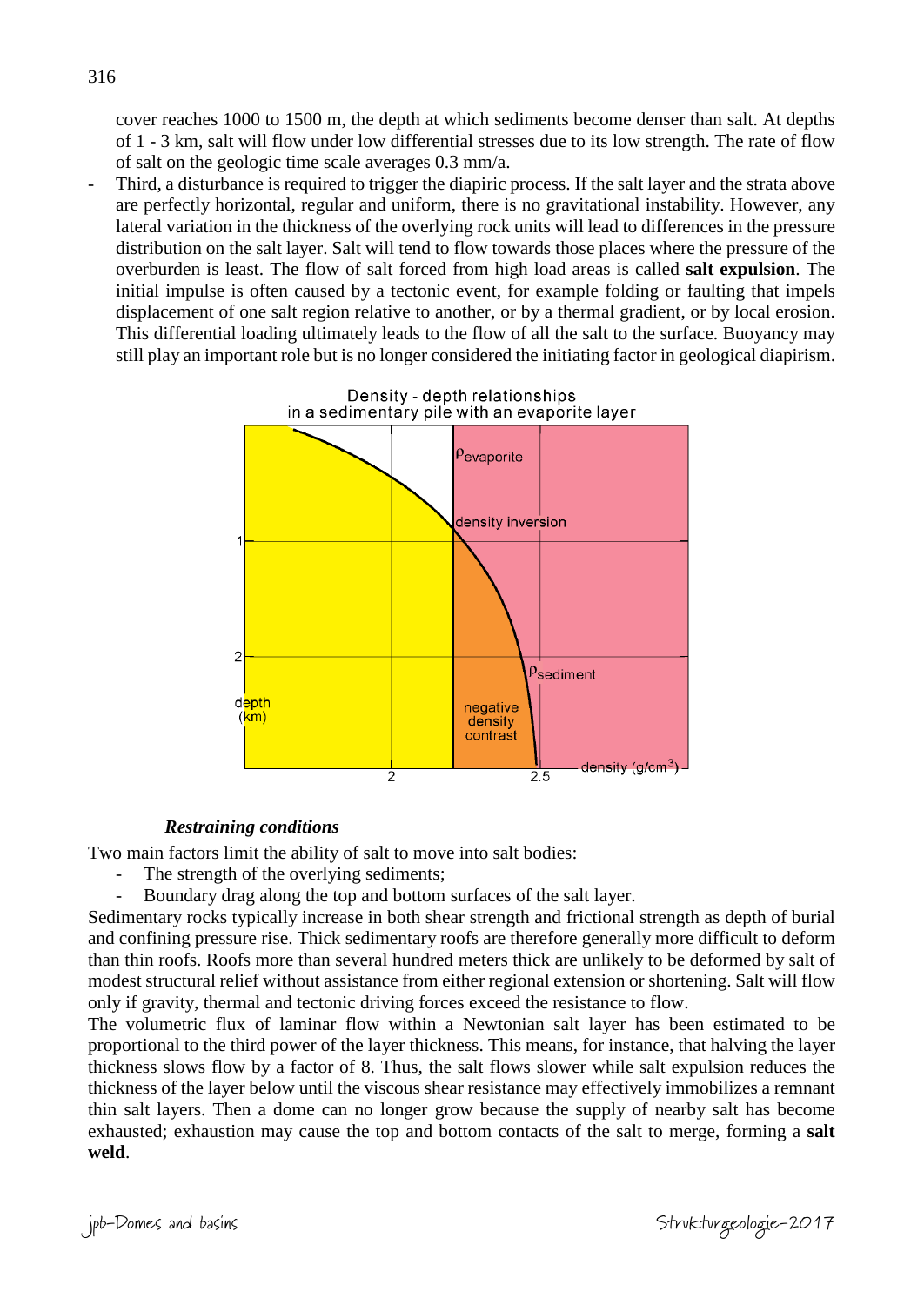cover reaches 1000 to 1500 m, the depth at which sediments become denser than salt. At depths of 1 - 3 km, salt will flow under low differential stresses due to its low strength. The rate of flow of salt on the geologic time scale averages 0.3 mm/a.

- Third, a disturbance is required to trigger the diapiric process. If the salt layer and the strata above are perfectly horizontal, regular and uniform, there is no gravitational instability. However, any lateral variation in the thickness of the overlying rock units will lead to differences in the pressure distribution on the salt layer. Salt will tend to flow towards those places where the pressure of the overburden is least. The flow of salt forced from high load areas is called **salt expulsion**. The initial impulse is often caused by a tectonic event, for example folding or faulting that impels displacement of one salt region relative to another, or by a thermal gradient, or by local erosion. This differential loading ultimately leads to the flow of all the salt to the surface. Buoyancy may still play an important role but is no longer considered the initiating factor in geological diapirism.

Density - depth relationships in a sedimentary pile with an evaporite layer

$\rho_{evaporite}$

density inversion

$\rho_{sediment}$

negative density contrast

depth (km)

density (g/cm$^3$)

### *Restraining conditions*

Two main factors limit the ability of salt to move into salt bodies:

- The strength of the overlying sediments;
- Boundary drag along the top and bottom surfaces of the salt layer.

Sedimentary rocks typically increase in both shear strength and frictional strength as depth of burial and confining pressure rise. Thick sedimentary roofs are therefore generally more difficult to deform than thin roofs. Roofs more than several hundred meters thick are unlikely to be deformed by salt of modest structural relief without assistance from either regional extension or shortening. Salt will flow only if gravity, thermal and tectonic driving forces exceed the resistance to flow.

The volumetric flux of laminar flow within a Newtonian salt layer has been estimated to be proportional to the third power of the layer thickness. This means, for instance, that halving the layer thickness slows flow by a factor of 8. Thus, the salt flows slower while salt expulsion reduces the thickness of the layer below until the viscous shear resistance may effectively immobilizes a remnant thin salt layers. Then a dome can no longer grow because the supply of nearby salt has become exhausted; exhaustion may cause the top and bottom contacts of the salt to merge, forming a **salt weld**.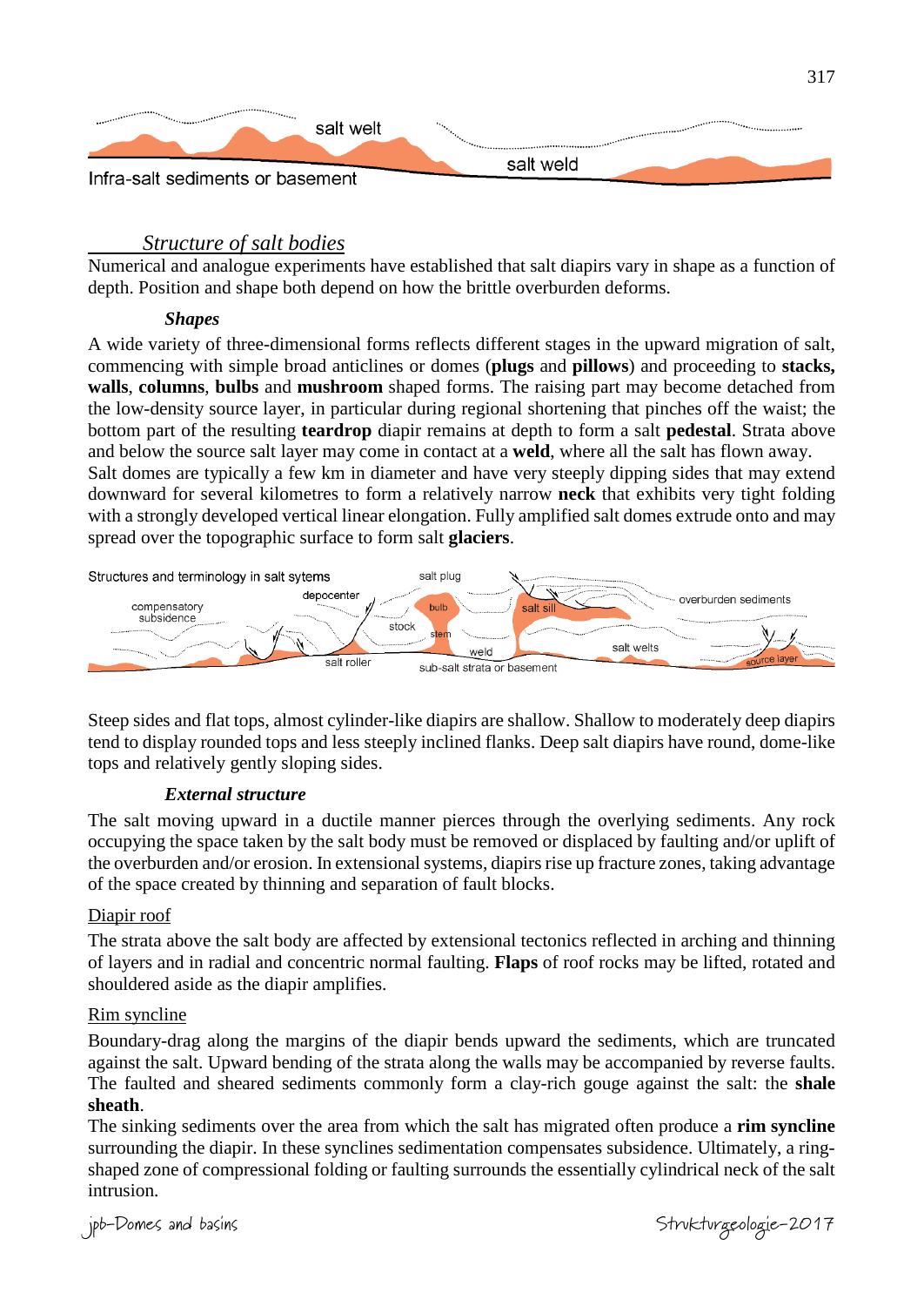### *Structure of salt bodies*

Numerical and analogue experiments have established that salt diapirs vary in shape as a function of depth. Position and shape both depend on how the brittle overburden deforms.

#### *Shapes*

A wide variety of three-dimensional forms reflects different stages in the upward migration of salt, commencing with simple broad anticlines or domes (**plugs** and **pillows**) and proceeding to **stacks, walls**, **columns**, **bulbs** and **mushroom** shaped forms. The raising part may become detached from the low-density source layer, in particular during regional shortening that pinches off the waist; the bottom part of the resulting **teardrop** diapir remains at depth to form a salt **pedestal**. Strata above and below the source salt layer may come in contact at a **weld**, where all the salt has flown away.

Salt domes are typically a few km in diameter and have very steeply dipping sides that may extend downward for several kilometres to form a relatively narrow **neck** that exhibits very tight folding with a strongly developed vertical linear elongation. Fully amplified salt domes extrude onto and may spread over the topographic surface to form salt **glaciers**.

Steep sides and flat tops, almost cylinder-like diapirs are shallow. Shallow to moderately deep diapirs tend to display rounded tops and less steeply inclined flanks. Deep salt diapirs have round, dome-like tops and relatively gently sloping sides.

#### *External structure*

The salt moving upward in a ductile manner pierces through the overlying sediments. Any rock occupying the space taken by the salt body must be removed or displaced by faulting and/or uplift of the overburden and/or erosion. In extensional systems, diapirs rise up fracture zones, taking advantage of the space created by thinning and separation of fault blocks.

Diapir roof

The strata above the salt body are affected by extensional tectonics reflected in arching and thinning of layers and in radial and concentric normal faulting. **Flaps** of roof rocks may be lifted, rotated and shouldered aside as the diapir amplifies.

Rim syncline

Boundary-drag along the margins of the diapir bends upward the sediments, which are truncated against the salt. Upward bending of the strata along the walls may be accompanied by reverse faults. The faulted and sheared sediments commonly form a clay-rich gouge against the salt: the **shale sheath**.

The sinking sediments over the area from which the salt has migrated often produce a **rim syncline** surrounding the diapir. In these synclines sedimentation compensates subsidence. Ultimately, a ring-shaped zone of compressional folding or faulting surrounds the essentially cylindrical neck of the salt intrusion.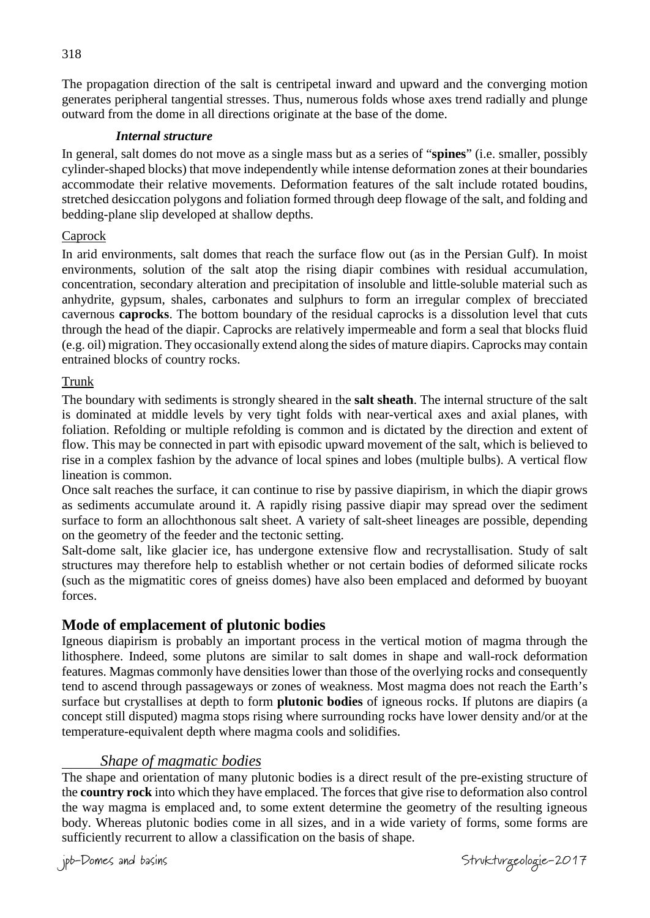The propagation direction of the salt is centripetal inward and upward and the converging motion generates peripheral tangential stresses. Thus, numerous folds whose axes trend radially and plunge outward from the dome in all directions originate at the base of the dome.

### *Internal structure*

In general, salt domes do not move as a single mass but as a series of "**spines**" (i.e. smaller, possibly cylinder-shaped blocks) that move independently while intense deformation zones at their boundaries accommodate their relative movements. Deformation features of the salt include rotated boudins, stretched desiccation polygons and foliation formed through deep flowage of the salt, and folding and bedding-plane slip developed at shallow depths.

#### Caprock

In arid environments, salt domes that reach the surface flow out (as in the Persian Gulf). In moist environments, solution of the salt atop the rising diapir combines with residual accumulation, concentration, secondary alteration and precipitation of insoluble and little-soluble material such as anhydrite, gypsum, shales, carbonates and sulphurs to form an irregular complex of brecciated cavernous **caprocks**. The bottom boundary of the residual caprocks is a dissolution level that cuts through the head of the diapir. Caprocks are relatively impermeable and form a seal that blocks fluid (e.g. oil) migration. They occasionally extend along the sides of mature diapirs. Caprocks may contain entrained blocks of country rocks.

#### Trunk

The boundary with sediments is strongly sheared in the **salt sheath**. The internal structure of the salt is dominated at middle levels by very tight folds with near-vertical axes and axial planes, with foliation. Refolding or multiple refolding is common and is dictated by the direction and extent of flow. This may be connected in part with episodic upward movement of the salt, which is believed to rise in a complex fashion by the advance of local spines and lobes (multiple bulbs). A vertical flow lineation is common.

Once salt reaches the surface, it can continue to rise by passive diapirism, in which the diapir grows as sediments accumulate around it. A rapidly rising passive diapir may spread over the sediment surface to form an allochthonous salt sheet. A variety of salt-sheet lineages are possible, depending on the geometry of the feeder and the tectonic setting.

Salt-dome salt, like glacier ice, has undergone extensive flow and recrystallisation. Study of salt structures may therefore help to establish whether or not certain bodies of deformed silicate rocks (such as the migmatitic cores of gneiss domes) have also been emplaced and deformed by buoyant forces.

## Mode of emplacement of plutonic bodies

Igneous diapirism is probably an important process in the vertical motion of magma through the lithosphere. Indeed, some plutons are similar to salt domes in shape and wall-rock deformation features. Magmas commonly have densities lower than those of the overlying rocks and consequently tend to ascend through passageways or zones of weakness. Most magma does not reach the Earth's surface but crystallises at depth to form **plutonic bodies** of igneous rocks. If plutons are diapirs (a concept still disputed) magma stops rising where surrounding rocks have lower density and/or at the temperature-equivalent depth where magma cools and solidifies.

### *Shape of magmatic bodies*

The shape and orientation of many plutonic bodies is a direct result of the pre-existing structure of the **country rock** into which they have emplaced. The forces that give rise to deformation also control the way magma is emplaced and, to some extent determine the geometry of the resulting igneous body. Whereas plutonic bodies come in all sizes, and in a wide variety of forms, some forms are sufficiently recurrent to allow a classification on the basis of shape.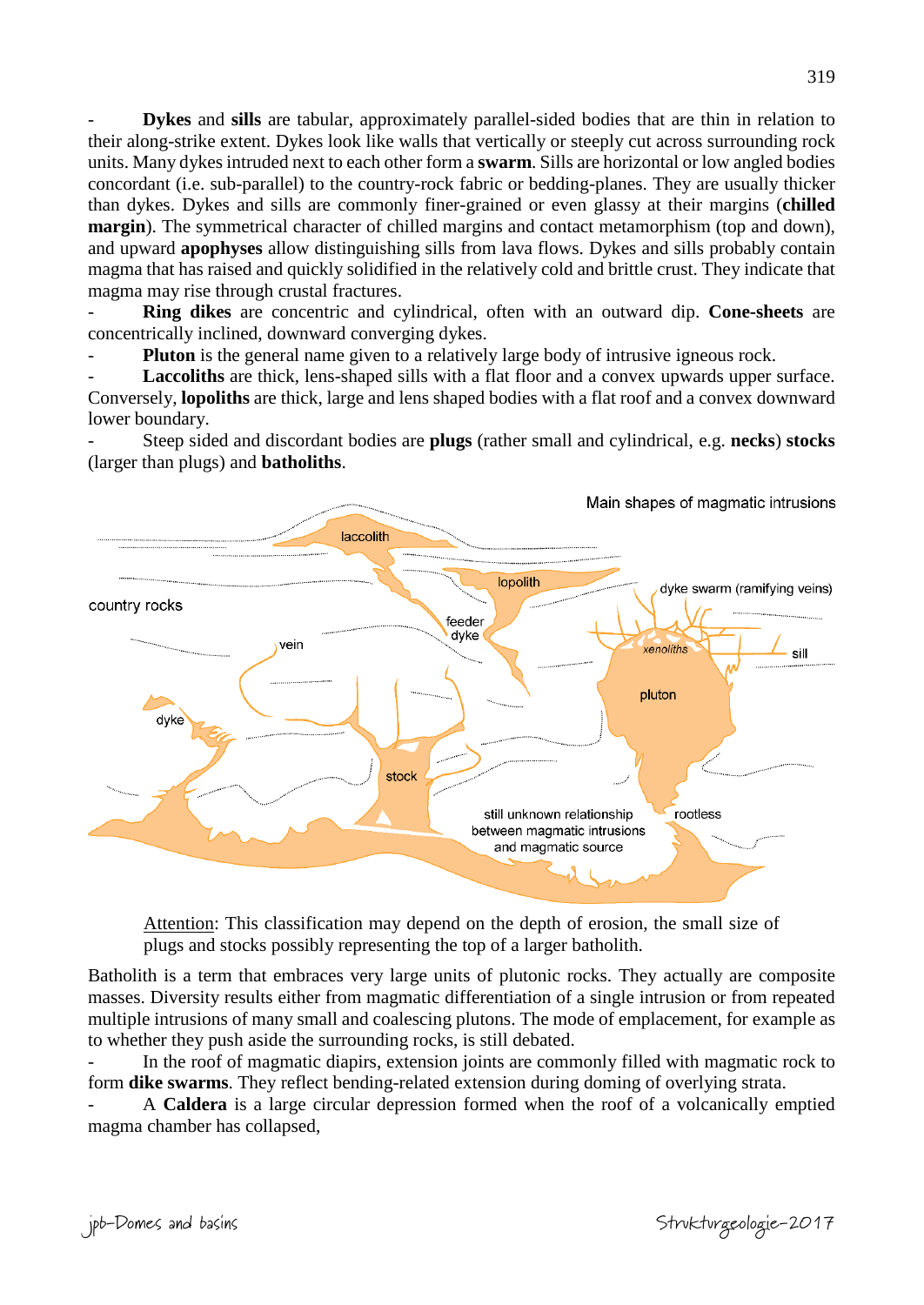- **Dykes** and **sills** are tabular, approximately parallel-sided bodies that are thin in relation to their along-strike extent. Dykes look like walls that vertically or steeply cut across surrounding rock units. Many dykes intruded next to each other form a **swarm**. Sills are horizontal or low angled bodies concordant (i.e. sub-parallel) to the country-rock fabric or bedding-planes. They are usually thicker than dykes. Dykes and sills are commonly finer-grained or even glassy at their margins (**chilled margin**). The symmetrical character of chilled margins and contact metamorphism (top and down), and upward **apophyses** allow distinguishing sills from lava flows. Dykes and sills probably contain magma that has raised and quickly solidified in the relatively cold and brittle crust. They indicate that magma may rise through crustal fractures.
- **Ring dikes** are concentric and cylindrical, often with an outward dip. **Cone-sheets** are concentrically inclined, downward converging dykes.
- **Pluton** is the general name given to a relatively large body of intrusive igneous rock.
- **Laccoliths** are thick, lens-shaped sills with a flat floor and a convex upwards upper surface. Conversely, **lopoliths** are thick, large and lens shaped bodies with a flat roof and a convex downward lower boundary.
- Steep sided and discordant bodies are **plugs** (rather small and cylindrical, e.g. **necks**) **stocks** (larger than plugs) and **batholiths**.

Main shapes of magmatic intrusions

Attention: This classification may depend on the depth of erosion, the small size of plugs and stocks possibly representing the top of a larger batholith.

Batholith is a term that embraces very large units of plutonic rocks. They actually are composite masses. Diversity results either from magmatic differentiation of a single intrusion or from repeated multiple intrusions of many small and coalescing plutons. The mode of emplacement, for example as to whether they push aside the surrounding rocks, is still debated.

- In the roof of magmatic diapirs, extension joints are commonly filled with magmatic rock to form **dike swarms**. They reflect bending-related extension during doming of overlying strata.
- A **Caldera** is a large circular depression formed when the roof of a volcanically emptied magma chamber has collapsed,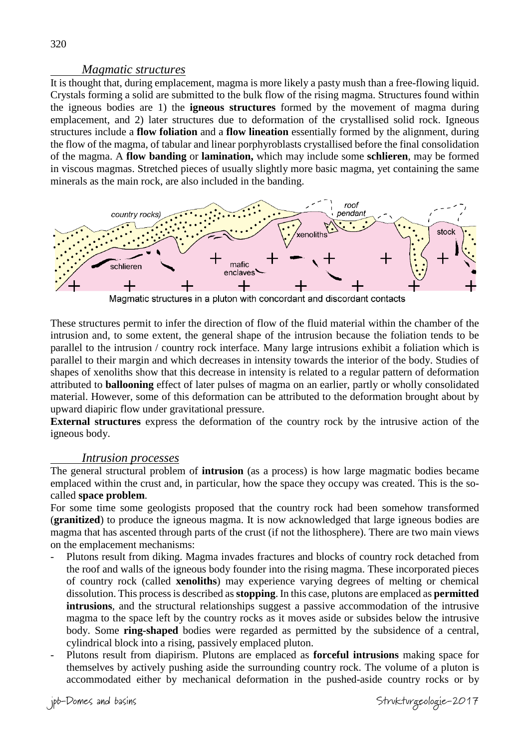## *Magmatic structures*

It is thought that, during emplacement, magma is more likely a pasty mush than a free-flowing liquid. Crystals forming a solid are submitted to the bulk flow of the rising magma. Structures found within the igneous bodies are 1) the **igneous structures** formed by the movement of magma during emplacement, and 2) later structures due to deformation of the crystallised solid rock. Igneous structures include a **flow foliation** and a **flow lineation** essentially formed by the alignment, during the flow of the magma, of tabular and linear porphyroblasts crystallised before the final consolidation of the magma. A **flow banding** or **lamination,** which may include some **schlieren**, may be formed in viscous magmas. Stretched pieces of usually slightly more basic magma, yet containing the same minerals as the main rock, are also included in the banding.

Magmatic structures in a pluton with concordant and discordant contacts

These structures permit to infer the direction of flow of the fluid material within the chamber of the intrusion and, to some extent, the general shape of the intrusion because the foliation tends to be parallel to the intrusion / country rock interface. Many large intrusions exhibit a foliation which is parallel to their margin and which decreases in intensity towards the interior of the body. Studies of shapes of xenoliths show that this decrease in intensity is related to a regular pattern of deformation attributed to **ballooning** effect of later pulses of magma on an earlier, partly or wholly consolidated material. However, some of this deformation can be attributed to the deformation brought about by upward diapiric flow under gravitational pressure.

**External structures** express the deformation of the country rock by the intrusive action of the igneous body.

## *Intrusion processes*

The general structural problem of **intrusion** (as a process) is how large magmatic bodies became emplaced within the crust and, in particular, how the space they occupy was created. This is the so-called **space problem**.

For some time some geologists proposed that the country rock had been somehow transformed (**granitized**) to produce the igneous magma. It is now acknowledged that large igneous bodies are magma that has ascented through parts of the crust (if not the lithosphere). There are two main views on the emplacement mechanisms:

- Plutons result from diking. Magma invades fractures and blocks of country rock detached from the roof and walls of the igneous body founder into the rising magma. These incorporated pieces of country rock (called **xenoliths**) may experience varying degrees of melting or chemical dissolution. This process is described as **stopping**. In this case, plutons are emplaced as **permitted intrusions**, and the structural relationships suggest a passive accommodation of the intrusive magma to the space left by the country rocks as it moves aside or subsides below the intrusive body. Some **ring-shaped** bodies were regarded as permitted by the subsidence of a central, cylindrical block into a rising, passively emplaced pluton.
- Plutons result from diapirism. Plutons are emplaced as **forceful intrusions** making space for themselves by actively pushing aside the surrounding country rock. The volume of a pluton is accommodated either by mechanical deformation in the pushed-aside country rocks or by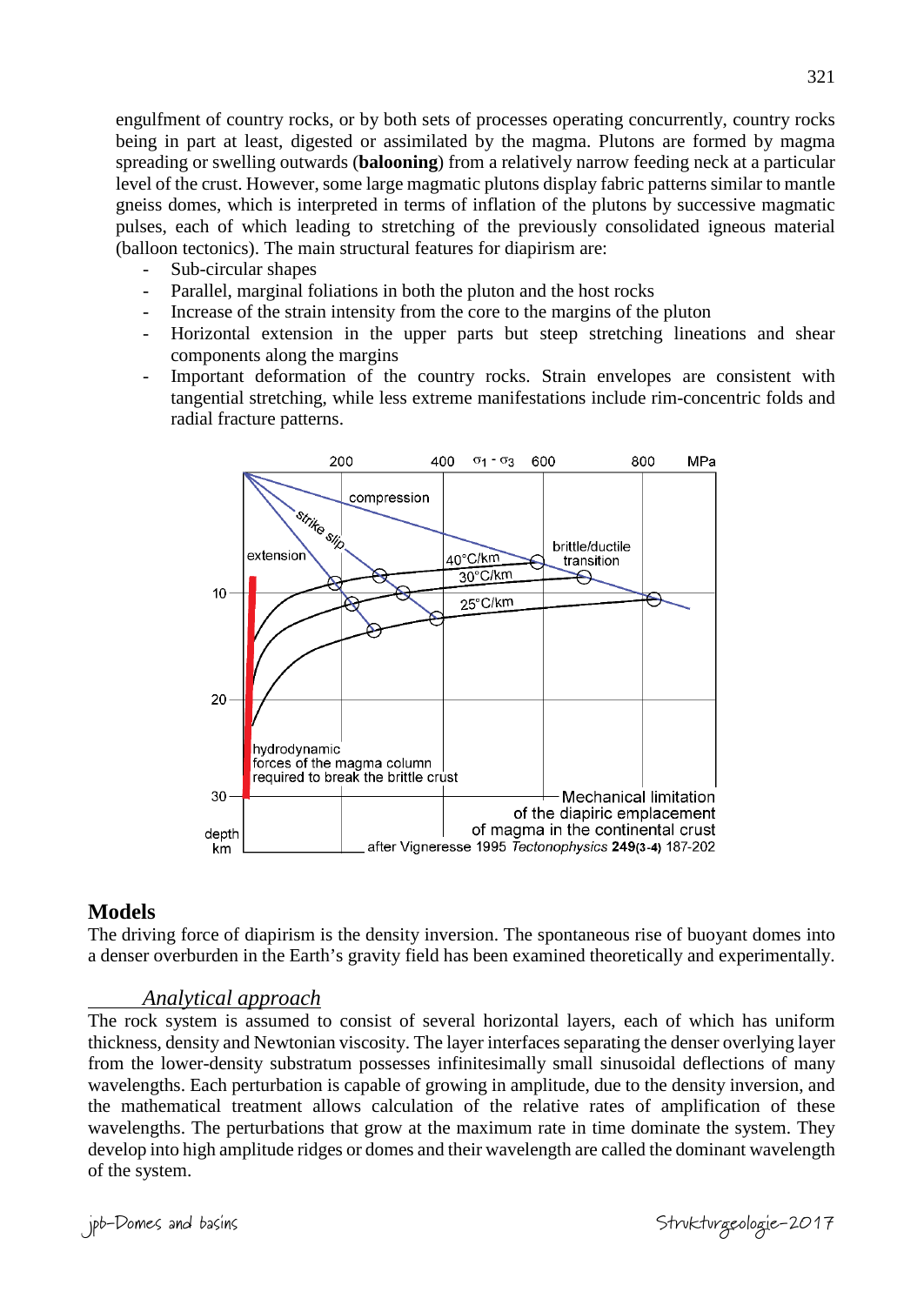engulfment of country rocks, or by both sets of processes operating concurrently, country rocks being in part at least, digested or assimilated by the magma. Plutons are formed by magma spreading or swelling outwards (**balooning**) from a relatively narrow feeding neck at a particular level of the crust. However, some large magmatic plutons display fabric patterns similar to mantle gneiss domes, which is interpreted in terms of inflation of the plutons by successive magmatic pulses, each of which leading to stretching of the previously consolidated igneous material (balloon tectonics). The main structural features for diapirism are:

- Sub-circular shapes
- Parallel, marginal foliations in both the pluton and the host rocks
- Increase of the strain intensity from the core to the margins of the pluton
- Horizontal extension in the upper parts but steep stretching lineations and shear components along the margins
- Important deformation of the country rocks. Strain envelopes are consistent with tangential stretching, while less extreme manifestations include rim-concentric folds and radial fracture patterns.

Mechanical limitation of the diapiric emplacement of magma in the continental crust

after Vigneresse 1995 *Tectonophysics* **249(3-4)** 187-202

## Models

The driving force of diapirism is the density inversion. The spontaneous rise of buoyant domes into a denser overburden in the Earth's gravity field has been examined theoretically and experimentally.

### *Analytical approach*

The rock system is assumed to consist of several horizontal layers, each of which has uniform thickness, density and Newtonian viscosity. The layer interfaces separating the denser overlying layer from the lower-density substratum possesses infinitesimally small sinusoidal deflections of many wavelengths. Each perturbation is capable of growing in amplitude, due to the density inversion, and the mathematical treatment allows calculation of the relative rates of amplification of these wavelengths. The perturbations that grow at the maximum rate in time dominate the system. They develop into high amplitude ridges or domes and their wavelength are called the dominant wavelength of the system.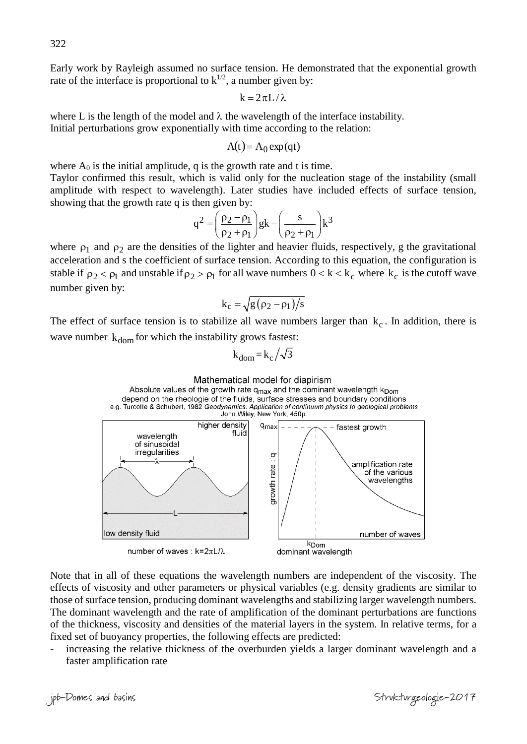Early work by Rayleigh assumed no surface tension. He demonstrated that the exponential growth rate of the interface is proportional to $k^{1/2}$, a number given by:

$$k = 2\pi L / \lambda$$

where L is the length of the model and $\lambda$ the wavelength of the interface instability.
Initial perturbations grow exponentially with time according to the relation:

$$A(t) = A_0 \exp(qt)$$

where $A_0$ is the initial amplitude, q is the growth rate and t is time.
Taylor confirmed this result, which is valid only for the nucleation stage of the instability (small amplitude with respect to wavelength). Later studies have included effects of surface tension, showing that the growth rate q is then given by:

$$q^2 = \left(\frac{\rho_2 - \rho_1}{\rho_2 + \rho_1}\right) gk - \left(\frac{s}{\rho_2 + \rho_1}\right) k^3$$

where $\rho_1$ and $\rho_2$ are the densities of the lighter and heavier fluids, respectively, g the gravitational acceleration and s the coefficient of surface tension. According to this equation, the configuration is stable if $\rho_2 < \rho_1$ and unstable if $\rho_2 > \rho_1$ for all wave numbers $0 < k < k_c$ where $k_c$ is the cutoff wave number given by:

$$k_c = \sqrt{g(\rho_2 - \rho_1)/s}$$

The effect of surface tension is to stabilize all wave numbers larger than $k_c$. In addition, there is wave number $k_{dom}$ for which the instability grows fastest:

$$k_{dom} = k_c / \sqrt{3}$$

Mathematical model for diapirism
Absolute values of the growth rate $q_{max}$ and the dominant wavelength $k_{Dom}$ depend on the rheologie of the fluids, surface stresses and boundary conditions
e.g. Turcotte & Schubert, 1982 *Geodynamics: Application of continuum physics to geological problems* John Wiley, New York, 450p.

higher density fluid; wavelength of sinusoidal irregularities; $\lambda$; L; low density fluid; number of waves : $k=2\pi L/\lambda$

$q_{max}$; fastest growth; growth rate : q; amplification rate of the various wavelengths; number of waves; $k_{Dom}$ dominant wavelength

Note that in all of these equations the wavelength numbers are independent of the viscosity. The effects of viscosity and other parameters or physical variables (e.g. density gradients are similar to those of surface tension, producing dominant wavelengths and stabilizing larger wavelength numbers. The dominant wavelength and the rate of amplification of the dominant perturbations are functions of the thickness, viscosity and densities of the material layers in the system. In relative terms, for a fixed set of buoyancy properties, the following effects are predicted:

- increasing the relative thickness of the overburden yields a larger dominant wavelength and a faster amplification rate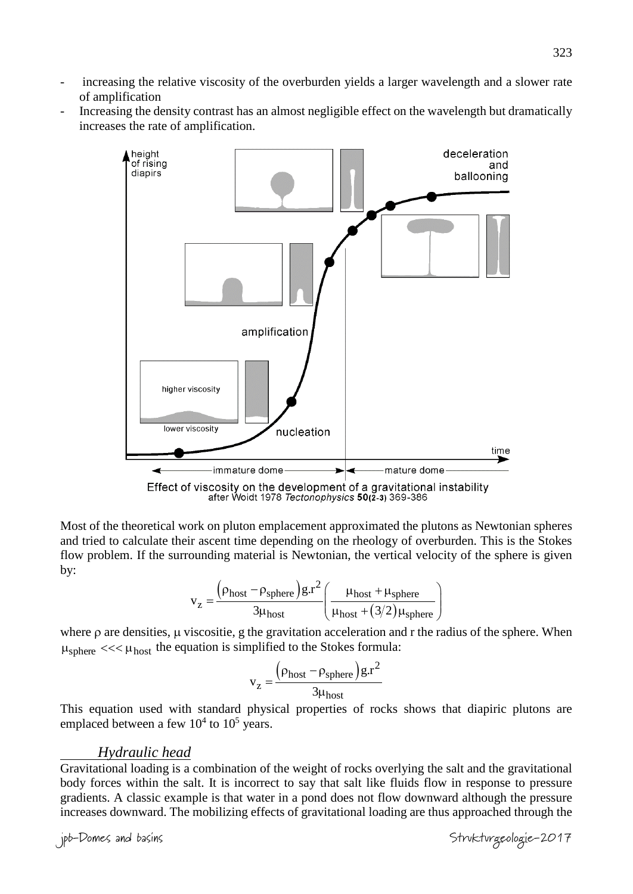- increasing the relative viscosity of the overburden yields a larger wavelength and a slower rate of amplification
- Increasing the density contrast has an almost negligible effect on the wavelength but dramatically increases the rate of amplification.

Effect of viscosity on the development of a gravitational instability
after Woidt 1978 *Tectonophysics* **50(2-3)** 369-386

Most of the theoretical work on pluton emplacement approximated the plutons as Newtonian spheres and tried to calculate their ascent time depending on the rheology of overburden. This is the Stokes flow problem. If the surrounding material is Newtonian, the vertical velocity of the sphere is given by:

$$v_z = \frac{\left(\rho_{host} - \rho_{sphere}\right) g.r^2}{3\mu_{host}} \left( \frac{\mu_{host} + \mu_{sphere}}{\mu_{host} + (3/2)\mu_{sphere}} \right)$$

where $\rho$ are densities, $\mu$ viscositie, g the gravitation acceleration and r the radius of the sphere. When $\mu_{sphere} <<< \mu_{host}$ the equation is simplified to the Stokes formula:

$$v_z = \frac{\left(\rho_{host} - \rho_{sphere}\right) g.r^2}{3\mu_{host}}$$

This equation used with standard physical properties of rocks shows that diapiric plutons are emplaced between a few $10^4$ to $10^5$ years.

### *Hydraulic head*

Gravitational loading is a combination of the weight of rocks overlying the salt and the gravitational body forces within the salt. It is incorrect to say that salt like fluids flow in response to pressure gradients. A classic example is that water in a pond does not flow downward although the pressure increases downward. The mobilizing effects of gravitational loading are thus approached through the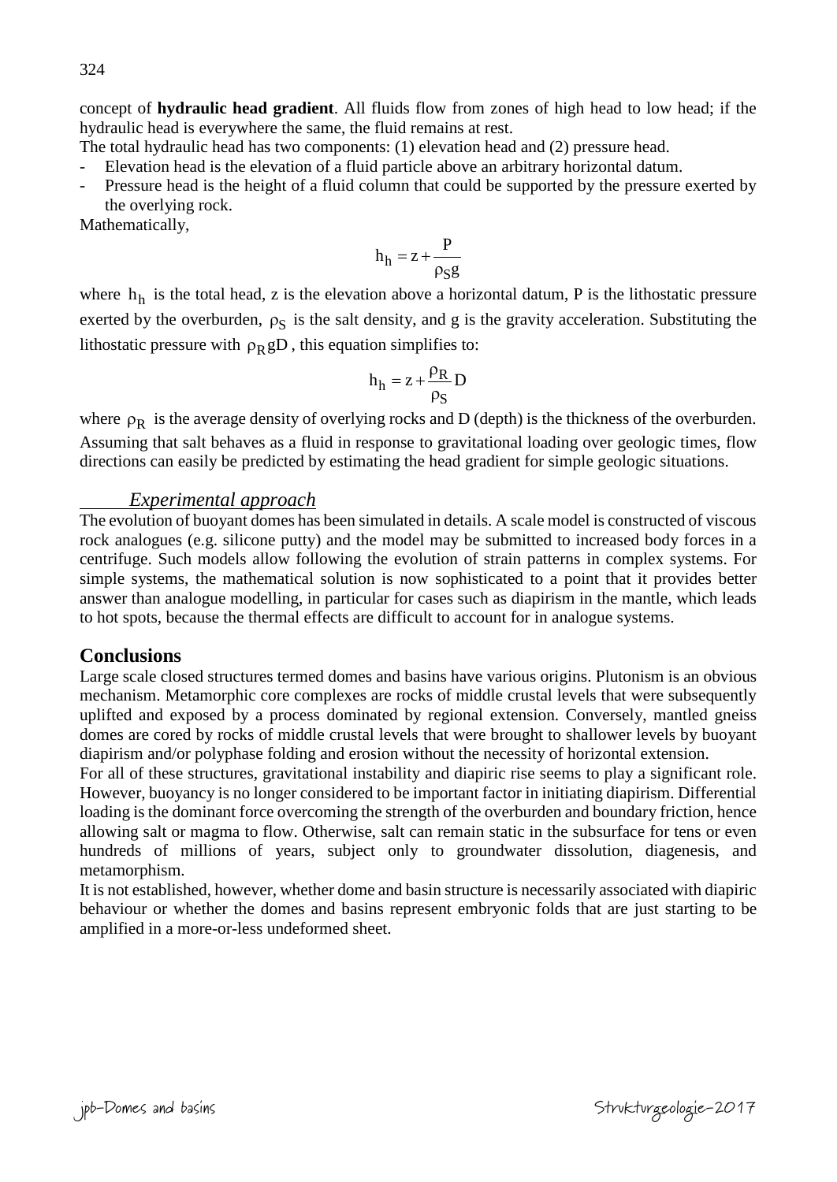concept of **hydraulic head gradient**. All fluids flow from zones of high head to low head; if the hydraulic head is everywhere the same, the fluid remains at rest.

The total hydraulic head has two components: (1) elevation head and (2) pressure head.

- Elevation head is the elevation of a fluid particle above an arbitrary horizontal datum.
- Pressure head is the height of a fluid column that could be supported by the pressure exerted by the overlying rock.

Mathematically,

$$h_h = z + \frac{P}{\rho_S g}$$

where $h_h$ is the total head, z is the elevation above a horizontal datum, P is the lithostatic pressure exerted by the overburden, $\rho_S$ is the salt density, and g is the gravity acceleration. Substituting the lithostatic pressure with $\rho_R gD$, this equation simplifies to:

$$h_h = z + \frac{\rho_R}{\rho_S} D$$

where $\rho_R$ is the average density of overlying rocks and D (depth) is the thickness of the overburden. Assuming that salt behaves as a fluid in response to gravitational loading over geologic times, flow directions can easily be predicted by estimating the head gradient for simple geologic situations.

### *Experimental approach*

The evolution of buoyant domes has been simulated in details. A scale model is constructed of viscous rock analogues (e.g. silicone putty) and the model may be submitted to increased body forces in a centrifuge. Such models allow following the evolution of strain patterns in complex systems. For simple systems, the mathematical solution is now sophisticated to a point that it provides better answer than analogue modelling, in particular for cases such as diapirism in the mantle, which leads to hot spots, because the thermal effects are difficult to account for in analogue systems.

## Conclusions

Large scale closed structures termed domes and basins have various origins. Plutonism is an obvious mechanism. Metamorphic core complexes are rocks of middle crustal levels that were subsequently uplifted and exposed by a process dominated by regional extension. Conversely, mantled gneiss domes are cored by rocks of middle crustal levels that were brought to shallower levels by buoyant diapirism and/or polyphase folding and erosion without the necessity of horizontal extension.

For all of these structures, gravitational instability and diapiric rise seems to play a significant role. However, buoyancy is no longer considered to be important factor in initiating diapirism. Differential loading is the dominant force overcoming the strength of the overburden and boundary friction, hence allowing salt or magma to flow. Otherwise, salt can remain static in the subsurface for tens or even hundreds of millions of years, subject only to groundwater dissolution, diagenesis, and metamorphism.

It is not established, however, whether dome and basin structure is necessarily associated with diapiric behaviour or whether the domes and basins represent embryonic folds that are just starting to be amplified in a more-or-less undeformed sheet.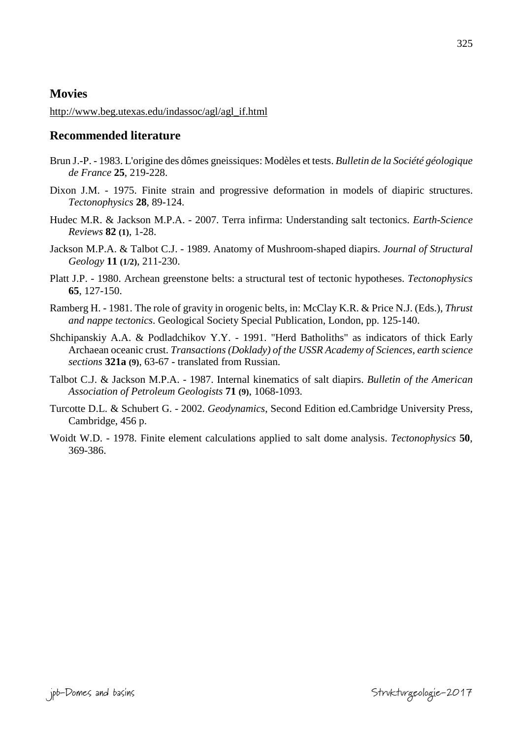## Movies

http://www.beg.utexas.edu/indassoc/agl/agl_if.html

## Recommended literature

Brun J.-P. - 1983. L'origine des dômes gneissiques: Modèles et tests. *Bulletin de la Société géologique de France* **25**, 219-228.

Dixon J.M. - 1975. Finite strain and progressive deformation in models of diapiric structures. *Tectonophysics* **28**, 89-124.

Hudec M.R. & Jackson M.P.A. - 2007. Terra infirma: Understanding salt tectonics. *Earth-Science Reviews* **82 (1)**, 1-28.

Jackson M.P.A. & Talbot C.J. - 1989. Anatomy of Mushroom-shaped diapirs. *Journal of Structural Geology* **11 (1/2)**, 211-230.

Platt J.P. - 1980. Archean greenstone belts: a structural test of tectonic hypotheses. *Tectonophysics* **65**, 127-150.

Ramberg H. - 1981. The role of gravity in orogenic belts, in: McClay K.R. & Price N.J. (Eds.), *Thrust and nappe tectonics*. Geological Society Special Publication, London, pp. 125-140.

Shchipanskiy A.A. & Podladchikov Y.Y. - 1991. "Herd Batholiths" as indicators of thick Early Archaean oceanic crust. *Transactions (Doklady) of the USSR Academy of Sciences, earth science sections* **321a (9)**, 63-67 - translated from Russian.

Talbot C.J. & Jackson M.P.A. - 1987. Internal kinematics of salt diapirs. *Bulletin of the American Association of Petroleum Geologists* **71 (9)**, 1068-1093.

Turcotte D.L. & Schubert G. - 2002. *Geodynamics*, Second Edition ed.Cambridge University Press, Cambridge, 456 p.

Woidt W.D. - 1978. Finite element calculations applied to salt dome analysis. *Tectonophysics* **50**, 369-386.